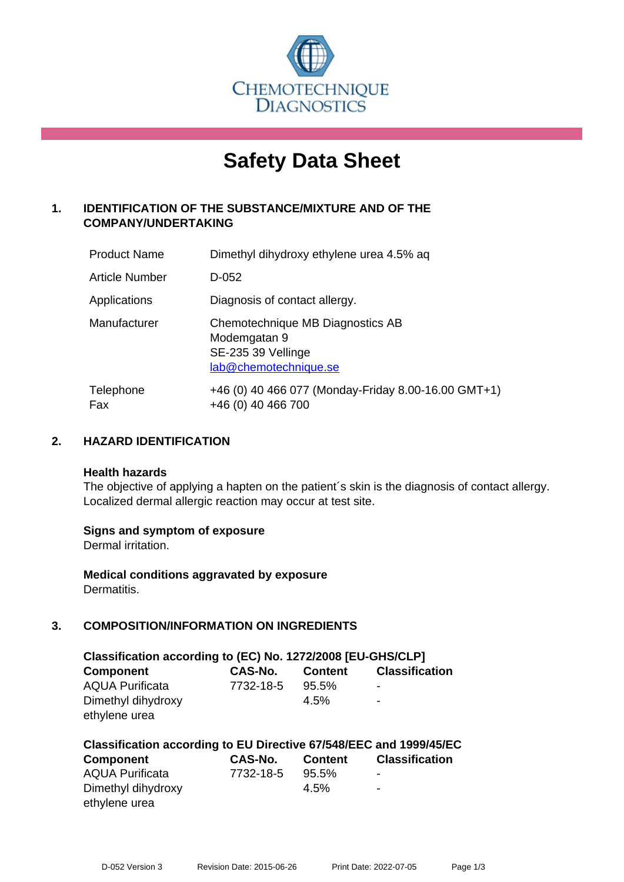CHEMOTECHNIQUE DIAGNOSTICS

# Safety Data Sheet

## 1. IDENTIFICATION OF THE SUBSTANCE/MIXTURE AND OF THE COMPANY/UNDERTAKING

| | |
|---|---|
| Product Name | Dimethyl dihydroxy ethylene urea 4.5% aq |
| Article Number | D-052 |
| Applications | Diagnosis of contact allergy. |
| Manufacturer | Chemotechnique MB Diagnostics AB<br>Modemgatan 9<br>SE-235 39 Vellinge<br>lab@chemotechnique.se |
| Telephone<br>Fax | +46 (0) 40 466 077 (Monday-Friday 8.00-16.00 GMT+1)<br>+46 (0) 40 466 700 |

## 2. HAZARD IDENTIFICATION

**Health hazards**
The objective of applying a hapten on the patient´s skin is the diagnosis of contact allergy. Localized dermal allergic reaction may occur at test site.

**Signs and symptom of exposure**
Dermal irritation.

**Medical conditions aggravated by exposure**
Dermatitis.

## 3. COMPOSITION/INFORMATION ON INGREDIENTS

**Classification according to (EC) No. 1272/2008 [EU-GHS/CLP]**

| Component | CAS-No. | Content | Classification |
|---|---|---|---|
| AQUA Purificata | 7732-18-5 | 95.5% | - |
| Dimethyl dihydroxy ethylene urea | | 4.5% | - |

**Classification according to EU Directive 67/548/EEC and 1999/45/EC**

| Component | CAS-No. | Content | Classification |
|---|---|---|---|
| AQUA Purificata | 7732-18-5 | 95.5% | - |
| Dimethyl dihydroxy ethylene urea | | 4.5% | - |

D-052 Version 3 Revision Date: 2015-06-26 Print Date: 2022-07-05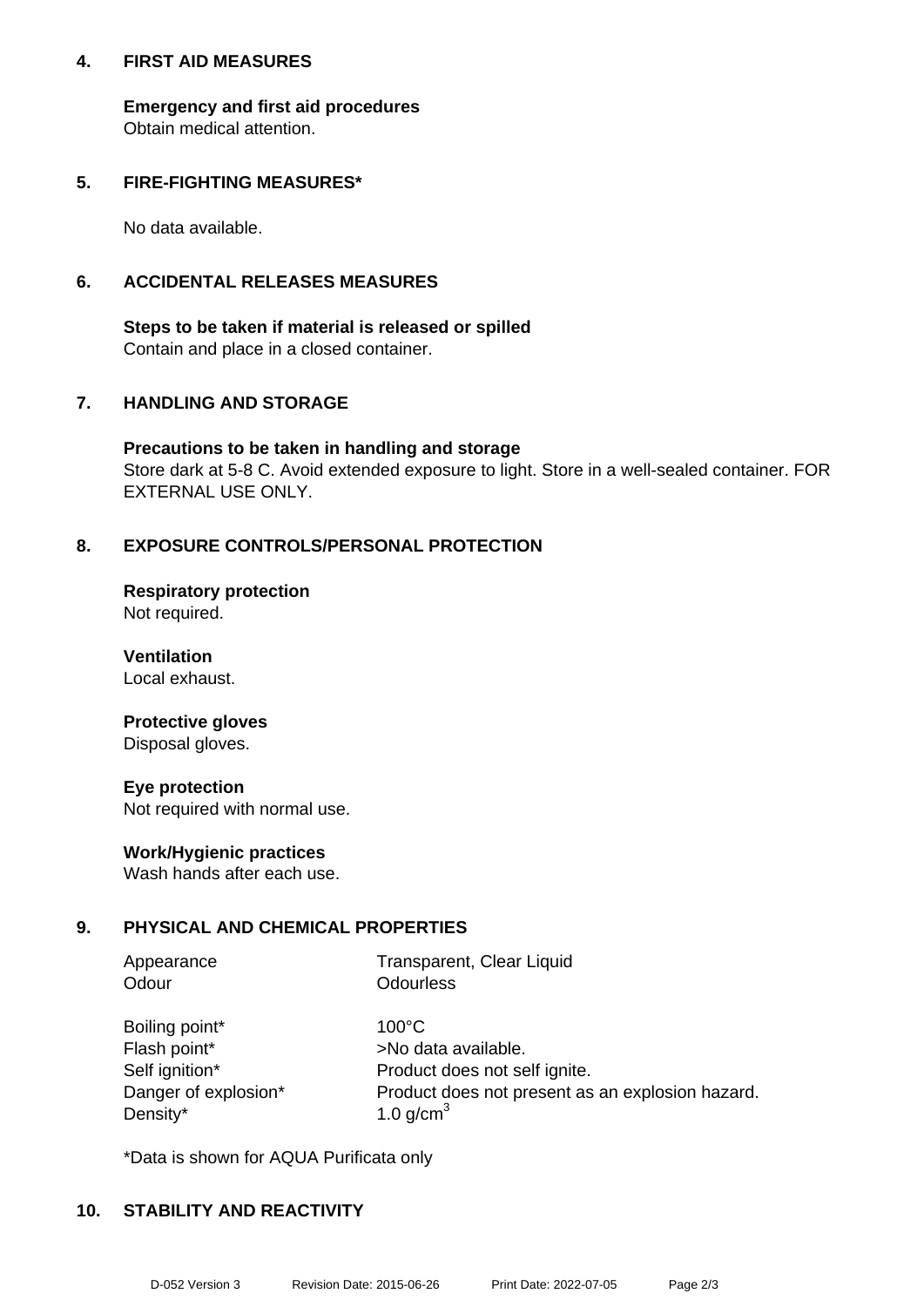## 4. FIRST AID MEASURES

**Emergency and first aid procedures**
Obtain medical attention.

## 5. FIRE-FIGHTING MEASURES*

No data available.

## 6. ACCIDENTAL RELEASES MEASURES

**Steps to be taken if material is released or spilled**
Contain and place in a closed container.

## 7. HANDLING AND STORAGE

**Precautions to be taken in handling and storage**
Store dark at 5-8 C. Avoid extended exposure to light. Store in a well-sealed container. FOR EXTERNAL USE ONLY.

## 8. EXPOSURE CONTROLS/PERSONAL PROTECTION

**Respiratory protection**
Not required.

**Ventilation**
Local exhaust.

**Protective gloves**
Disposal gloves.

**Eye protection**
Not required with normal use.

**Work/Hygienic practices**
Wash hands after each use.

## 9. PHYSICAL AND CHEMICAL PROPERTIES

| | |
|---|---|
| Appearance | Transparent, Clear Liquid |
| Odour | Odourless |
| Boiling point* | 100°C |
| Flash point* | >No data available. |
| Self ignition* | Product does not self ignite. |
| Danger of explosion* | Product does not present as an explosion hazard. |
| Density* | 1.0 g/cm$^3$ |

*Data is shown for AQUA Purificata only

## 10. STABILITY AND REACTIVITY

D-052 Version 3 Revision Date: 2015-06-26 Print Date: 2022-07-05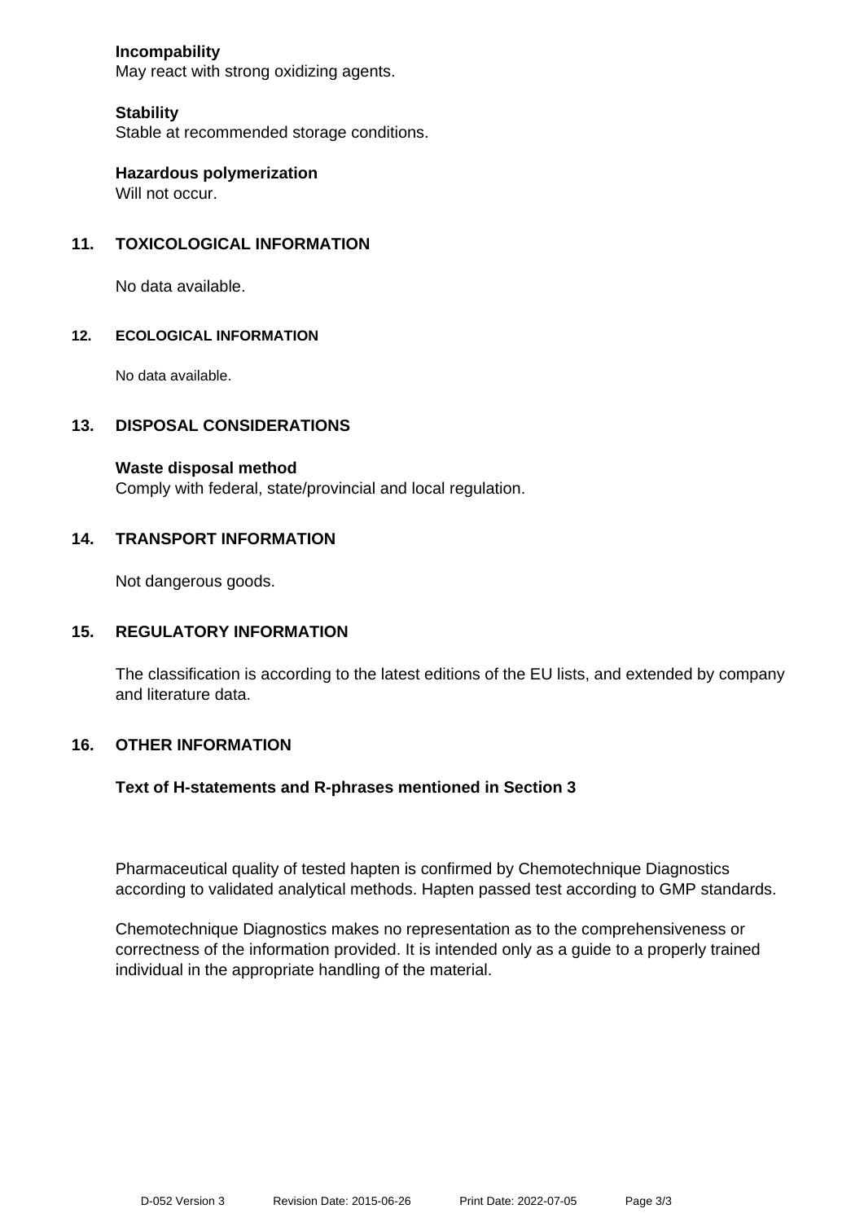**Incompability**
May react with strong oxidizing agents.

**Stability**
Stable at recommended storage conditions.

**Hazardous polymerization**
Will not occur.

## 11. TOXICOLOGICAL INFORMATION

No data available.

## 12. ECOLOGICAL INFORMATION

No data available.

## 13. DISPOSAL CONSIDERATIONS

**Waste disposal method**
Comply with federal, state/provincial and local regulation.

## 14. TRANSPORT INFORMATION

Not dangerous goods.

## 15. REGULATORY INFORMATION

The classification is according to the latest editions of the EU lists, and extended by company and literature data.

## 16. OTHER INFORMATION

**Text of H-statements and R-phrases mentioned in Section 3**

Pharmaceutical quality of tested hapten is confirmed by Chemotechnique Diagnostics according to validated analytical methods. Hapten passed test according to GMP standards.

Chemotechnique Diagnostics makes no representation as to the comprehensiveness or correctness of the information provided. It is intended only as a guide to a properly trained individual in the appropriate handling of the material.

D-052 Version 3 Revision Date: 2015-06-26 Print Date: 2022-07-05